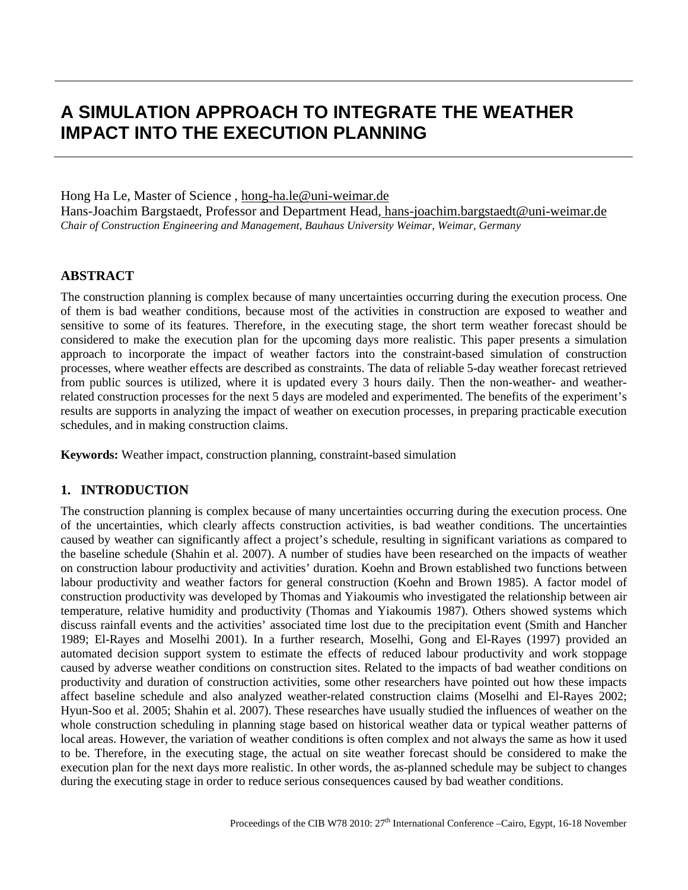# A SIMULATION APPROACH TO INTEGRATE THE WEATHER IMPACT INTO THE EXECUTION PLANNING

Hong Ha Le, Master of Science , hong-ha.le@uni-weimar.de
Hans-Joachim Bargstaedt, Professor and Department Head, hans-joachim.bargstaedt@uni-weimar.de
*Chair of Construction Engineering and Management, Bauhaus University Weimar, Weimar, Germany*

## ABSTRACT

The construction planning is complex because of many uncertainties occurring during the execution process. One of them is bad weather conditions, because most of the activities in construction are exposed to weather and sensitive to some of its features. Therefore, in the executing stage, the short term weather forecast should be considered to make the execution plan for the upcoming days more realistic. This paper presents a simulation approach to incorporate the impact of weather factors into the constraint-based simulation of construction processes, where weather effects are described as constraints. The data of reliable 5-day weather forecast retrieved from public sources is utilized, where it is updated every 3 hours daily. Then the non-weather- and weather-related construction processes for the next 5 days are modeled and experimented. The benefits of the experiment's results are supports in analyzing the impact of weather on execution processes, in preparing practicable execution schedules, and in making construction claims.

**Keywords:** Weather impact, construction planning, constraint-based simulation

## 1. INTRODUCTION

The construction planning is complex because of many uncertainties occurring during the execution process. One of the uncertainties, which clearly affects construction activities, is bad weather conditions. The uncertainties caused by weather can significantly affect a project's schedule, resulting in significant variations as compared to the baseline schedule (Shahin et al. 2007). A number of studies have been researched on the impacts of weather on construction labour productivity and activities' duration. Koehn and Brown established two functions between labour productivity and weather factors for general construction (Koehn and Brown 1985). A factor model of construction productivity was developed by Thomas and Yiakoumis who investigated the relationship between air temperature, relative humidity and productivity (Thomas and Yiakoumis 1987). Others showed systems which discuss rainfall events and the activities' associated time lost due to the precipitation event (Smith and Hancher 1989; El-Rayes and Moselhi 2001). In a further research, Moselhi, Gong and El-Rayes (1997) provided an automated decision support system to estimate the effects of reduced labour productivity and work stoppage caused by adverse weather conditions on construction sites. Related to the impacts of bad weather conditions on productivity and duration of construction activities, some other researchers have pointed out how these impacts affect baseline schedule and also analyzed weather-related construction claims (Moselhi and El-Rayes 2002; Hyun-Soo et al. 2005; Shahin et al. 2007). These researches have usually studied the influences of weather on the whole construction scheduling in planning stage based on historical weather data or typical weather patterns of local areas. However, the variation of weather conditions is often complex and not always the same as how it used to be. Therefore, in the executing stage, the actual on site weather forecast should be considered to make the execution plan for the next days more realistic. In other words, the as-planned schedule may be subject to changes during the executing stage in order to reduce serious consequences caused by bad weather conditions.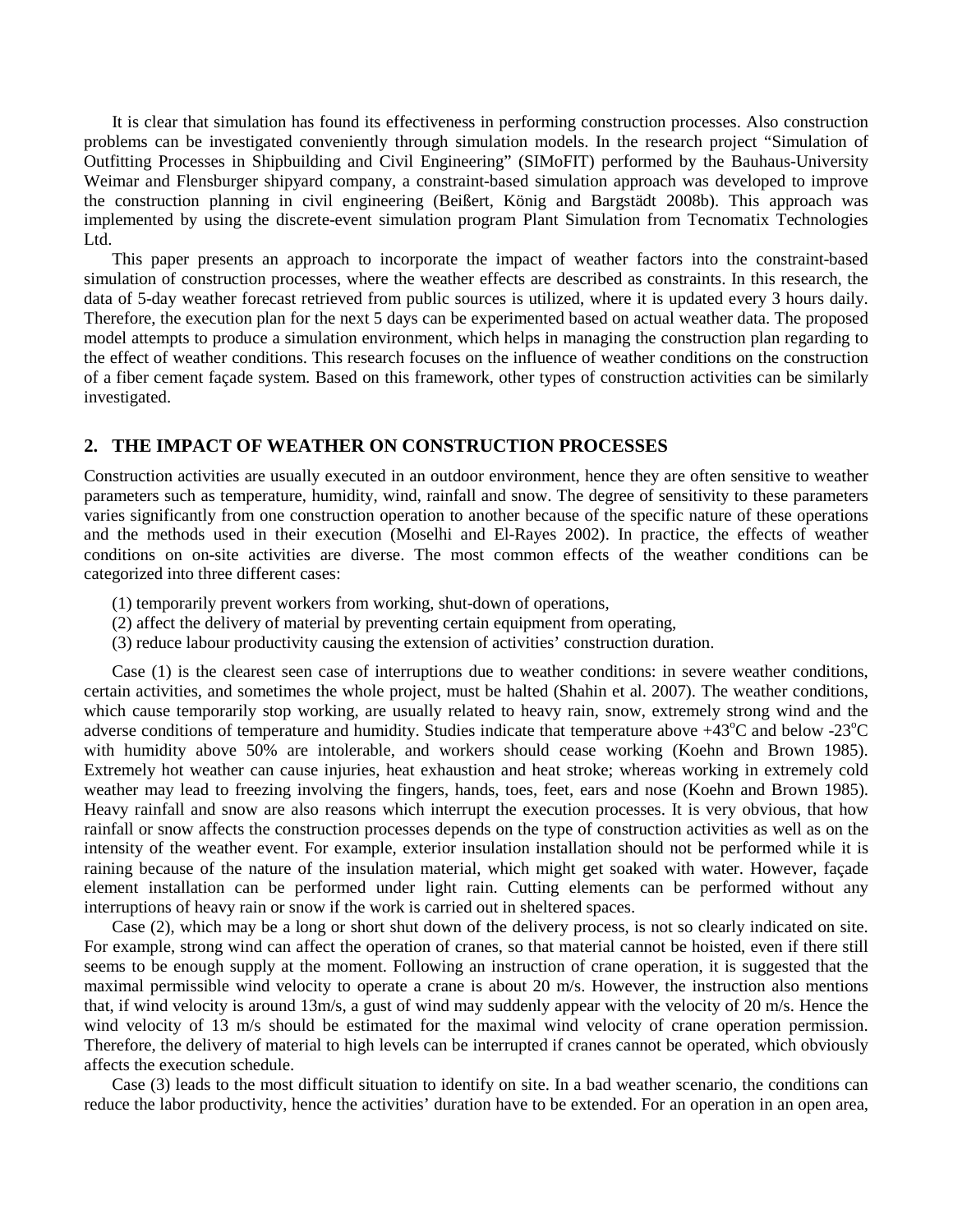It is clear that simulation has found its effectiveness in performing construction processes. Also construction problems can be investigated conveniently through simulation models. In the research project "Simulation of Outfitting Processes in Shipbuilding and Civil Engineering" (SIMoFIT) performed by the Bauhaus-University Weimar and Flensburger shipyard company, a constraint-based simulation approach was developed to improve the construction planning in civil engineering (Beißert, König and Bargstädt 2008b). This approach was implemented by using the discrete-event simulation program Plant Simulation from Tecnomatix Technologies Ltd.

This paper presents an approach to incorporate the impact of weather factors into the constraint-based simulation of construction processes, where the weather effects are described as constraints. In this research, the data of 5-day weather forecast retrieved from public sources is utilized, where it is updated every 3 hours daily. Therefore, the execution plan for the next 5 days can be experimented based on actual weather data. The proposed model attempts to produce a simulation environment, which helps in managing the construction plan regarding to the effect of weather conditions. This research focuses on the influence of weather conditions on the construction of a fiber cement façade system. Based on this framework, other types of construction activities can be similarly investigated.

## 2. THE IMPACT OF WEATHER ON CONSTRUCTION PROCESSES

Construction activities are usually executed in an outdoor environment, hence they are often sensitive to weather parameters such as temperature, humidity, wind, rainfall and snow. The degree of sensitivity to these parameters varies significantly from one construction operation to another because of the specific nature of these operations and the methods used in their execution (Moselhi and El-Rayes 2002). In practice, the effects of weather conditions on on-site activities are diverse. The most common effects of the weather conditions can be categorized into three different cases:

(1) temporarily prevent workers from working, shut-down of operations,
(2) affect the delivery of material by preventing certain equipment from operating,
(3) reduce labour productivity causing the extension of activities' construction duration.

Case (1) is the clearest seen case of interruptions due to weather conditions: in severe weather conditions, certain activities, and sometimes the whole project, must be halted (Shahin et al. 2007). The weather conditions, which cause temporarily stop working, are usually related to heavy rain, snow, extremely strong wind and the adverse conditions of temperature and humidity. Studies indicate that temperature above +43°C and below -23°C with humidity above 50% are intolerable, and workers should cease working (Koehn and Brown 1985). Extremely hot weather can cause injuries, heat exhaustion and heat stroke; whereas working in extremely cold weather may lead to freezing involving the fingers, hands, toes, feet, ears and nose (Koehn and Brown 1985). Heavy rainfall and snow are also reasons which interrupt the execution processes. It is very obvious, that how rainfall or snow affects the construction processes depends on the type of construction activities as well as on the intensity of the weather event. For example, exterior insulation installation should not be performed while it is raining because of the nature of the insulation material, which might get soaked with water. However, façade element installation can be performed under light rain. Cutting elements can be performed without any interruptions of heavy rain or snow if the work is carried out in sheltered spaces.

Case (2), which may be a long or short shut down of the delivery process, is not so clearly indicated on site. For example, strong wind can affect the operation of cranes, so that material cannot be hoisted, even if there still seems to be enough supply at the moment. Following an instruction of crane operation, it is suggested that the maximal permissible wind velocity to operate a crane is about 20 m/s. However, the instruction also mentions that, if wind velocity is around 13m/s, a gust of wind may suddenly appear with the velocity of 20 m/s. Hence the wind velocity of 13 m/s should be estimated for the maximal wind velocity of crane operation permission. Therefore, the delivery of material to high levels can be interrupted if cranes cannot be operated, which obviously affects the execution schedule.

Case (3) leads to the most difficult situation to identify on site. In a bad weather scenario, the conditions can reduce the labor productivity, hence the activities' duration have to be extended. For an operation in an open area,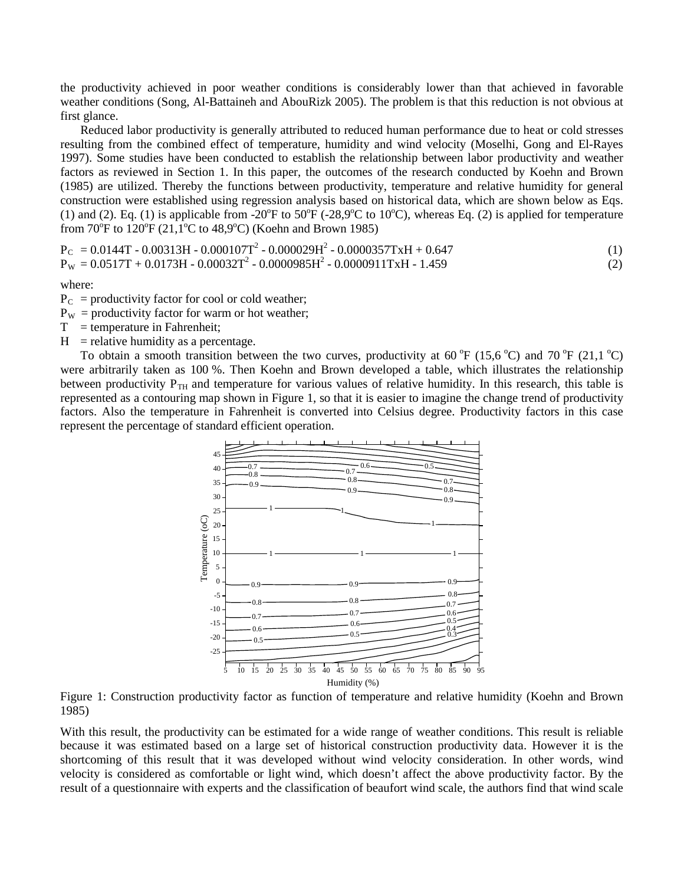the productivity achieved in poor weather conditions is considerably lower than that achieved in favorable weather conditions (Song, Al-Battaineh and AbouRizk 2005). The problem is that this reduction is not obvious at first glance.

Reduced labor productivity is generally attributed to reduced human performance due to heat or cold stresses resulting from the combined effect of temperature, humidity and wind velocity (Moselhi, Gong and El-Rayes 1997). Some studies have been conducted to establish the relationship between labor productivity and weather factors as reviewed in Section 1. In this paper, the outcomes of the research conducted by Koehn and Brown (1985) are utilized. Thereby the functions between productivity, temperature and relative humidity for general construction were established using regression analysis based on historical data, which are shown below as Eqs. (1) and (2). Eq. (1) is applicable from -20°F to 50°F (-28,9°C to 10°C), whereas Eq. (2) is applied for temperature from 70°F to 120°F (21,1°C to 48,9°C) (Koehn and Brown 1985)

$$P_C = 0.0144T - 0.00313H - 0.000107T^2 - 0.000029H^2 - 0.0000357T \times H + 0.647 \tag{1}$$

$$P_W = 0.0517T + 0.0173H - 0.00032T^2 - 0.0000985H^2 - 0.0000911T \times H - 1.459 \tag{2}$$

where:

$P_C$ = productivity factor for cool or cold weather;
$P_W$ = productivity factor for warm or hot weather;
$T$ = temperature in Fahrenheit;
$H$ = relative humidity as a percentage.

To obtain a smooth transition between the two curves, productivity at 60 °F (15,6 °C) and 70 °F (21,1 °C) were arbitrarily taken as 100 %. Then Koehn and Brown developed a table, which illustrates the relationship between productivity $P_{TH}$ and temperature for various values of relative humidity. In this research, this table is represented as a contouring map shown in Figure 1, so that it is easier to imagine the change trend of productivity factors. Also the temperature in Fahrenheit is converted into Celsius degree. Productivity factors in this case represent the percentage of standard efficient operation.

Figure 1: Construction productivity factor as function of temperature and relative humidity (Koehn and Brown 1985)

With this result, the productivity can be estimated for a wide range of weather conditions. This result is reliable because it was estimated based on a large set of historical construction productivity data. However it is the shortcoming of this result that it was developed without wind velocity consideration. In other words, wind velocity is considered as comfortable or light wind, which doesn't affect the above productivity factor. By the result of a questionnaire with experts and the classification of beaufort wind scale, the authors find that wind scale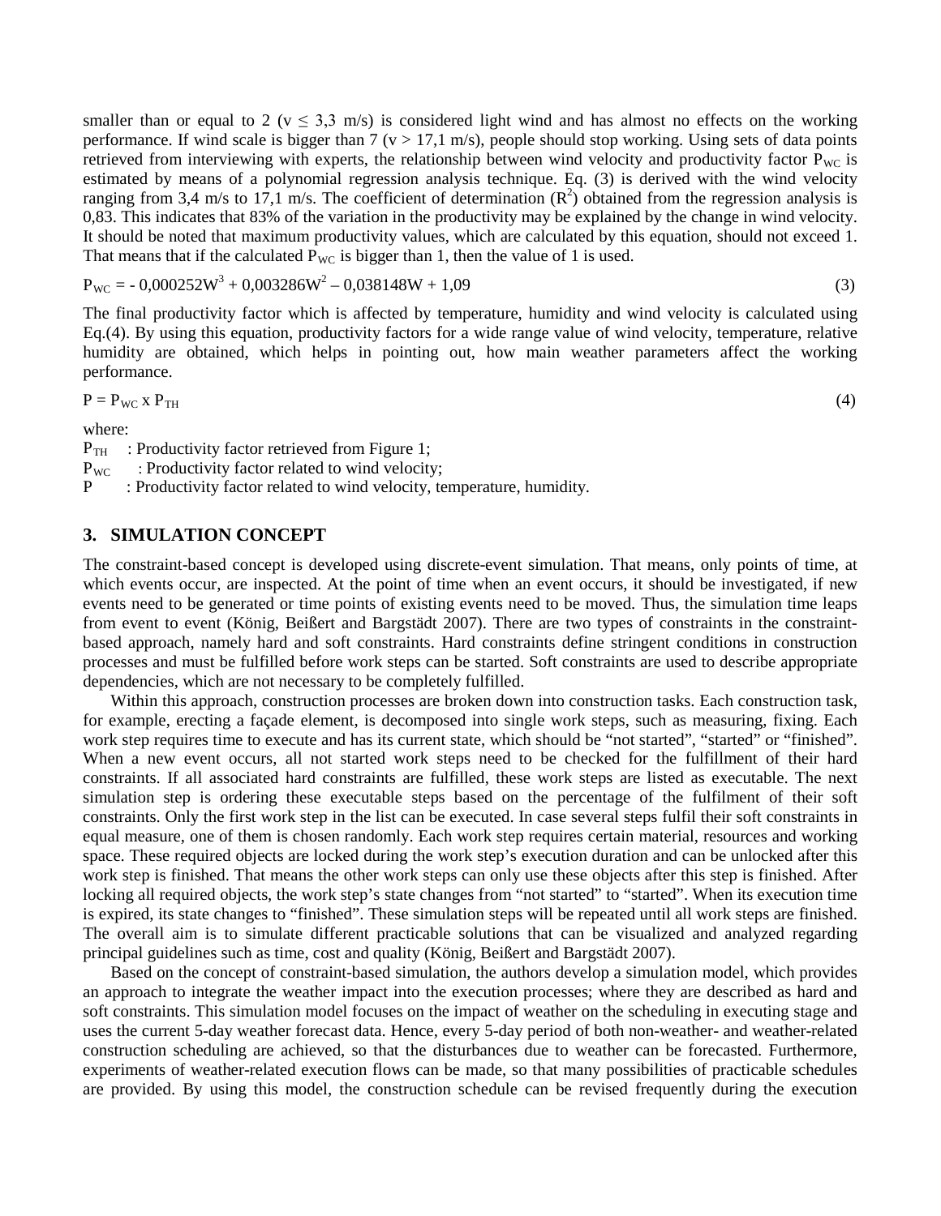smaller than or equal to 2 ($v \leq 3,3$ m/s) is considered light wind and has almost no effects on the working performance. If wind scale is bigger than 7 ($v > 17,1$ m/s), people should stop working. Using sets of data points retrieved from interviewing with experts, the relationship between wind velocity and productivity factor $P_{WC}$ is estimated by means of a polynomial regression analysis technique. Eq. (3) is derived with the wind velocity ranging from 3,4 m/s to 17,1 m/s. The coefficient of determination ($R^2$) obtained from the regression analysis is 0,83. This indicates that 83% of the variation in the productivity may be explained by the change in wind velocity. It should be noted that maximum productivity values, which are calculated by this equation, should not exceed 1. That means that if the calculated $P_{WC}$ is bigger than 1, then the value of 1 is used.

$$P_{WC} = -0{,}000252W^3 + 0{,}003286W^2 - 0{,}038148W + 1{,}09 \qquad (3)$$

The final productivity factor which is affected by temperature, humidity and wind velocity is calculated using Eq.(4). By using this equation, productivity factors for a wide range value of wind velocity, temperature, relative humidity are obtained, which helps in pointing out, how main weather parameters affect the working performance.

$$P = P_{WC} \times P_{TH} \qquad (4)$$

where:

$P_{TH}$ : Productivity factor retrieved from Figure 1;
$P_{WC}$ : Productivity factor related to wind velocity;
$P$ : Productivity factor related to wind velocity, temperature, humidity.

## 3. SIMULATION CONCEPT

The constraint-based concept is developed using discrete-event simulation. That means, only points of time, at which events occur, are inspected. At the point of time when an event occurs, it should be investigated, if new events need to be generated or time points of existing events need to be moved. Thus, the simulation time leaps from event to event (König, Beißert and Bargstädt 2007). There are two types of constraints in the constraint-based approach, namely hard and soft constraints. Hard constraints define stringent conditions in construction processes and must be fulfilled before work steps can be started. Soft constraints are used to describe appropriate dependencies, which are not necessary to be completely fulfilled.

Within this approach, construction processes are broken down into construction tasks. Each construction task, for example, erecting a façade element, is decomposed into single work steps, such as measuring, fixing. Each work step requires time to execute and has its current state, which should be "not started", "started" or "finished". When a new event occurs, all not started work steps need to be checked for the fulfillment of their hard constraints. If all associated hard constraints are fulfilled, these work steps are listed as executable. The next simulation step is ordering these executable steps based on the percentage of the fulfilment of their soft constraints. Only the first work step in the list can be executed. In case several steps fulfil their soft constraints in equal measure, one of them is chosen randomly. Each work step requires certain material, resources and working space. These required objects are locked during the work step's execution duration and can be unlocked after this work step is finished. That means the other work steps can only use these objects after this step is finished. After locking all required objects, the work step's state changes from "not started" to "started". When its execution time is expired, its state changes to "finished". These simulation steps will be repeated until all work steps are finished. The overall aim is to simulate different practicable solutions that can be visualized and analyzed regarding principal guidelines such as time, cost and quality (König, Beißert and Bargstädt 2007).

Based on the concept of constraint-based simulation, the authors develop a simulation model, which provides an approach to integrate the weather impact into the execution processes; where they are described as hard and soft constraints. This simulation model focuses on the impact of weather on the scheduling in executing stage and uses the current 5-day weather forecast data. Hence, every 5-day period of both non-weather- and weather-related construction scheduling are achieved, so that the disturbances due to weather can be forecasted. Furthermore, experiments of weather-related execution flows can be made, so that many possibilities of practicable schedules are provided. By using this model, the construction schedule can be revised frequently during the execution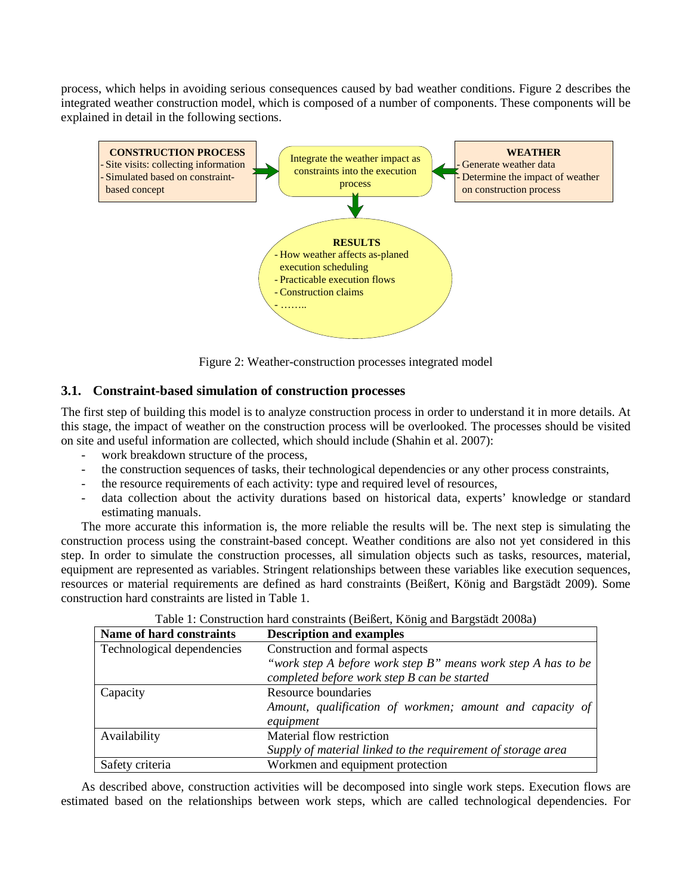process, which helps in avoiding serious consequences caused by bad weather conditions. Figure 2 describes the integrated weather construction model, which is composed of a number of components. These components will be explained in detail in the following sections.

**CONSTRUCTION PROCESS**
- Site visits: collecting information
- Simulated based on constraint-based concept

Integrate the weather impact as constraints into the execution process

**WEATHER**
- Generate weather data
- Determine the impact of weather on construction process

**RESULTS**
- How weather affects as-planed execution scheduling
- Practicable execution flows
- Construction claims
- ……..

Figure 2: Weather-construction processes integrated model

### 3.1. Constraint-based simulation of construction processes

The first step of building this model is to analyze construction process in order to understand it in more details. At this stage, the impact of weather on the construction process will be overlooked. The processes should be visited on site and useful information are collected, which should include (Shahin et al. 2007):

- work breakdown structure of the process,
- the construction sequences of tasks, their technological dependencies or any other process constraints,
- the resource requirements of each activity: type and required level of resources,
- data collection about the activity durations based on historical data, experts' knowledge or standard estimating manuals.

The more accurate this information is, the more reliable the results will be. The next step is simulating the construction process using the constraint-based concept. Weather conditions are also not yet considered in this step. In order to simulate the construction processes, all simulation objects such as tasks, resources, material, equipment are represented as variables. Stringent relationships between these variables like execution sequences, resources or material requirements are defined as hard constraints (Beißert, König and Bargstädt 2009). Some construction hard constraints are listed in Table 1.

Table 1: Construction hard constraints (Beißert, König and Bargstädt 2008a)

| Name of hard constraints | Description and examples |
|---|---|
| Technological dependencies | Construction and formal aspects<br>*"work step A before work step B" means work step A has to be completed before work step B can be started* |
| Capacity | Resource boundaries<br>*Amount, qualification of workmen; amount and capacity of equipment* |
| Availability | Material flow restriction<br>*Supply of material linked to the requirement of storage area* |
| Safety criteria | Workmen and equipment protection |

As described above, construction activities will be decomposed into single work steps. Execution flows are estimated based on the relationships between work steps, which are called technological dependencies. For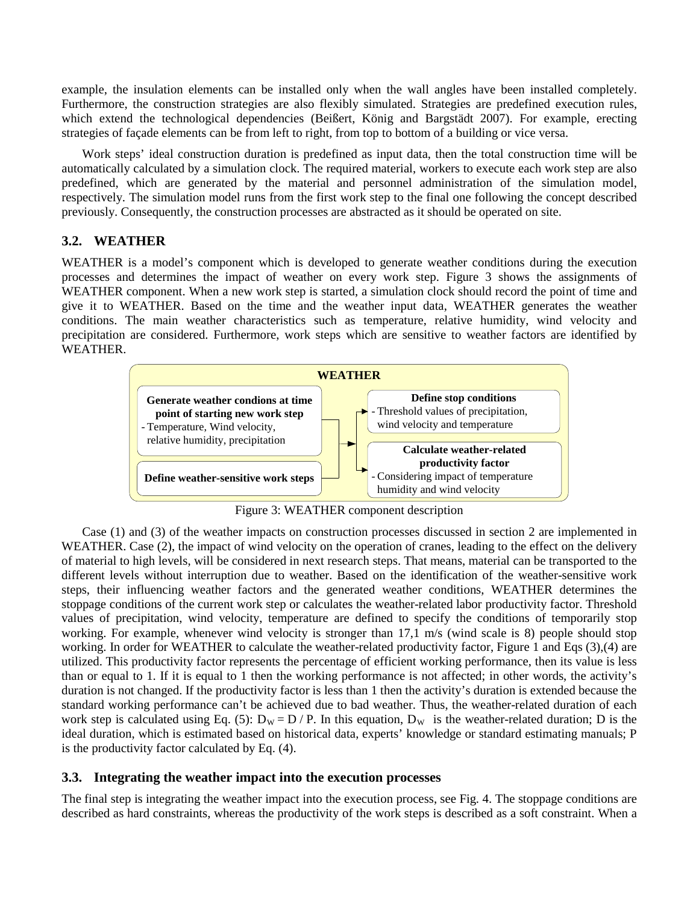example, the insulation elements can be installed only when the wall angles have been installed completely. Furthermore, the construction strategies are also flexibly simulated. Strategies are predefined execution rules, which extend the technological dependencies (Beißert, König and Bargstädt 2007). For example, erecting strategies of façade elements can be from left to right, from top to bottom of a building or vice versa.

Work steps' ideal construction duration is predefined as input data, then the total construction time will be automatically calculated by a simulation clock. The required material, workers to execute each work step are also predefined, which are generated by the material and personnel administration of the simulation model, respectively. The simulation model runs from the first work step to the final one following the concept described previously. Consequently, the construction processes are abstracted as it should be operated on site.

### 3.2. WEATHER

WEATHER is a model's component which is developed to generate weather conditions during the execution processes and determines the impact of weather on every work step. Figure 3 shows the assignments of WEATHER component. When a new work step is started, a simulation clock should record the point of time and give it to WEATHER. Based on the time and the weather input data, WEATHER generates the weather conditions. The main weather characteristics such as temperature, relative humidity, wind velocity and precipitation are considered. Furthermore, work steps which are sensitive to weather factors are identified by WEATHER.

**WEATHER**

**Generate weather condions at time point of starting new work step**
- Temperature, Wind velocity, relative humidity, precipitation

**Define weather-sensitive work steps**

**Define stop conditions**
- Threshold values of precipitation, wind velocity and temperature

**Calculate weather-related productivity factor**
- Considering impact of temperature humidity and wind velocity

Figure 3: WEATHER component description

Case (1) and (3) of the weather impacts on construction processes discussed in section 2 are implemented in WEATHER. Case (2), the impact of wind velocity on the operation of cranes, leading to the effect on the delivery of material to high levels, will be considered in next research steps. That means, material can be transported to the different levels without interruption due to weather. Based on the identification of the weather-sensitive work steps, their influencing weather factors and the generated weather conditions, WEATHER determines the stoppage conditions of the current work step or calculates the weather-related labor productivity factor. Threshold values of precipitation, wind velocity, temperature are defined to specify the conditions of temporarily stop working. For example, whenever wind velocity is stronger than 17,1 m/s (wind scale is 8) people should stop working. In order for WEATHER to calculate the weather-related productivity factor, Figure 1 and Eqs (3),(4) are utilized. This productivity factor represents the percentage of efficient working performance, then its value is less than or equal to 1. If it is equal to 1 then the working performance is not affected; in other words, the activity's duration is not changed. If the productivity factor is less than 1 then the activity's duration is extended because the standard working performance can't be achieved due to bad weather. Thus, the weather-related duration of each work step is calculated using Eq. (5): $D_W = D / P$. In this equation, $D_W$ is the weather-related duration; D is the ideal duration, which is estimated based on historical data, experts' knowledge or standard estimating manuals; P is the productivity factor calculated by Eq. (4).

### 3.3. Integrating the weather impact into the execution processes

The final step is integrating the weather impact into the execution process, see Fig. 4. The stoppage conditions are described as hard constraints, whereas the productivity of the work steps is described as a soft constraint. When a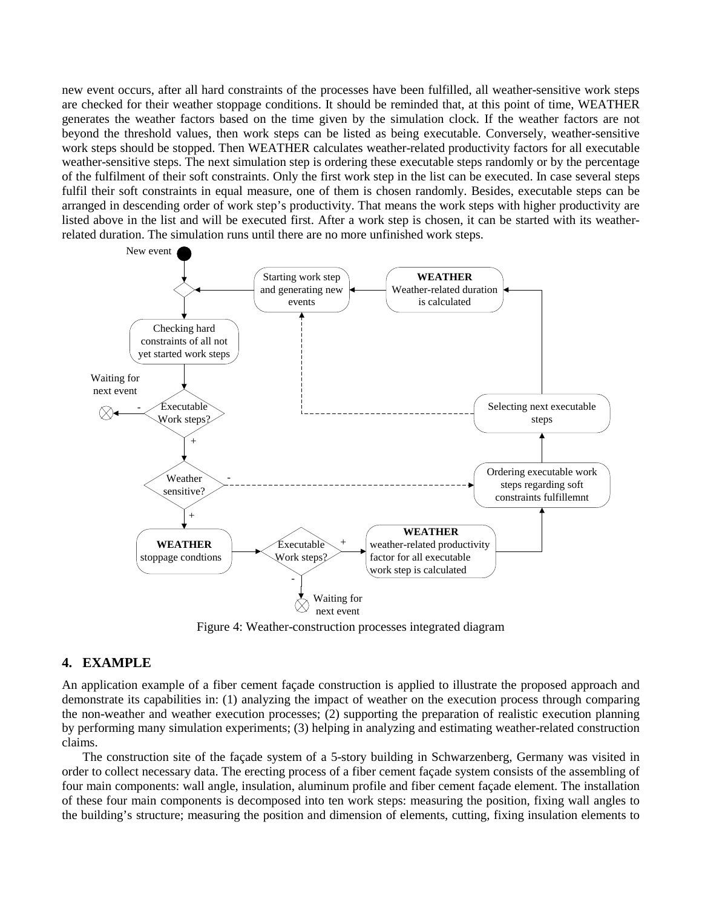new event occurs, after all hard constraints of the processes have been fulfilled, all weather-sensitive work steps are checked for their weather stoppage conditions. It should be reminded that, at this point of time, WEATHER generates the weather factors based on the time given by the simulation clock. If the weather factors are not beyond the threshold values, then work steps can be listed as being executable. Conversely, weather-sensitive work steps should be stopped. Then WEATHER calculates weather-related productivity factors for all executable weather-sensitive steps. The next simulation step is ordering these executable steps randomly or by the percentage of the fulfilment of their soft constraints. Only the first work step in the list can be executed. In case several steps fulfil their soft constraints in equal measure, one of them is chosen randomly. Besides, executable steps can be arranged in descending order of work step's productivity. That means the work steps with higher productivity are listed above in the list and will be executed first. After a work step is chosen, it can be started with its weather-related duration. The simulation runs until there are no more unfinished work steps.

Figure 4: Weather-construction processes integrated diagram

## 4. EXAMPLE

An application example of a fiber cement façade construction is applied to illustrate the proposed approach and demonstrate its capabilities in: (1) analyzing the impact of weather on the execution process through comparing the non-weather and weather execution processes; (2) supporting the preparation of realistic execution planning by performing many simulation experiments; (3) helping in analyzing and estimating weather-related construction claims.

The construction site of the façade system of a 5-story building in Schwarzenberg, Germany was visited in order to collect necessary data. The erecting process of a fiber cement façade system consists of the assembling of four main components: wall angle, insulation, aluminum profile and fiber cement façade element. The installation of these four main components is decomposed into ten work steps: measuring the position, fixing wall angles to the building's structure; measuring the position and dimension of elements, cutting, fixing insulation elements to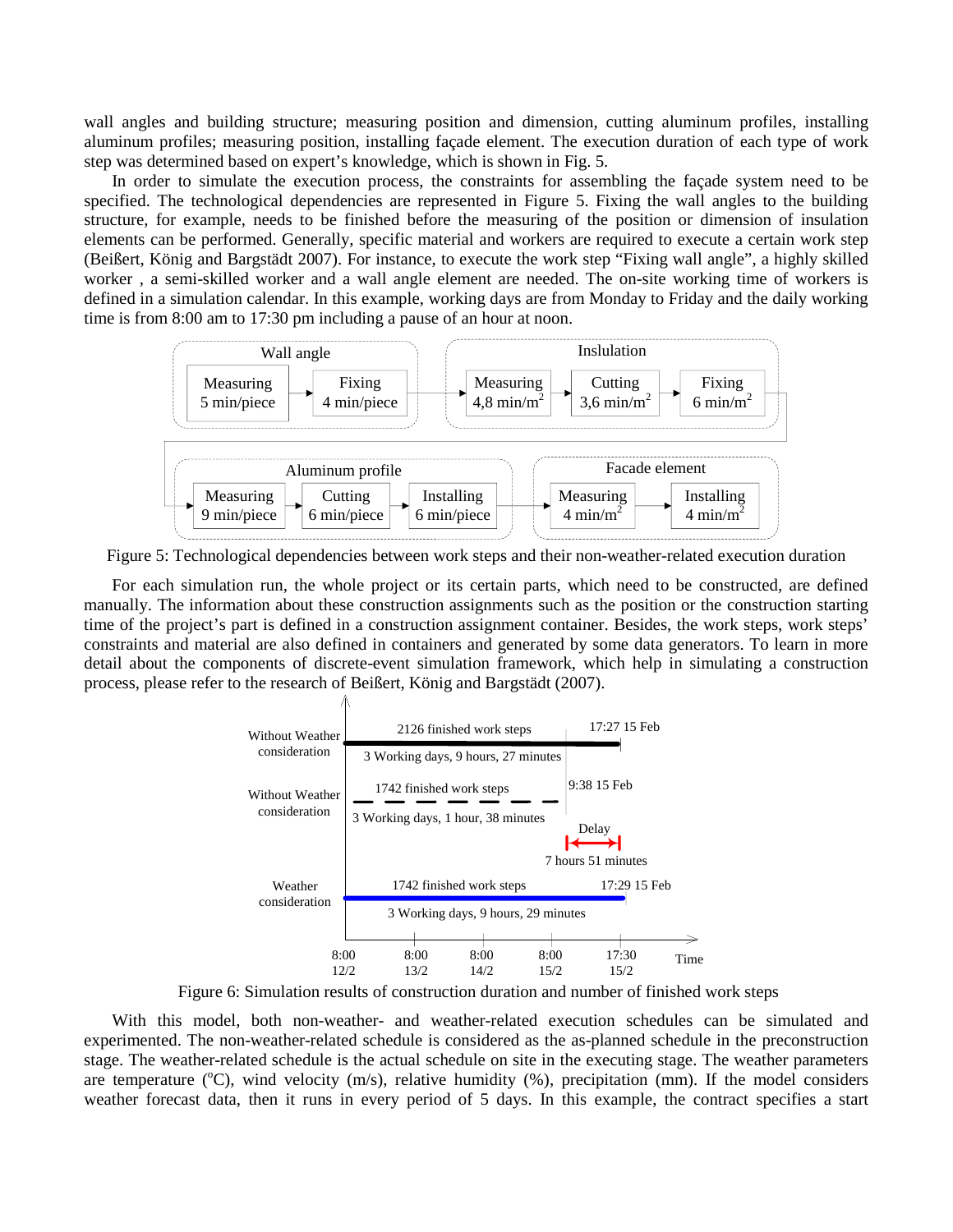wall angles and building structure; measuring position and dimension, cutting aluminum profiles, installing aluminum profiles; measuring position, installing façade element. The execution duration of each type of work step was determined based on expert's knowledge, which is shown in Fig. 5.

In order to simulate the execution process, the constraints for assembling the façade system need to be specified. The technological dependencies are represented in Figure 5. Fixing the wall angles to the building structure, for example, needs to be finished before the measuring of the position or dimension of insulation elements can be performed. Generally, specific material and workers are required to execute a certain work step (Beißert, König and Bargstädt 2007). For instance, to execute the work step "Fixing wall angle", a highly skilled worker , a semi-skilled worker and a wall angle element are needed. The on-site working time of workers is defined in a simulation calendar. In this example, working days are from Monday to Friday and the daily working time is from 8:00 am to 17:30 pm including a pause of an hour at noon.

Figure 5: Technological dependencies between work steps and their non-weather-related execution duration

For each simulation run, the whole project or its certain parts, which need to be constructed, are defined manually. The information about these construction assignments such as the position or the construction starting time of the project's part is defined in a construction assignment container. Besides, the work steps, work steps' constraints and material are also defined in containers and generated by some data generators. To learn more detail about the components of discrete-event simulation framework, which help in simulating a construction process, please refer to the research of Beißert, König and Bargstädt (2007).

Figure 6: Simulation results of construction duration and number of finished work steps

With this model, both non-weather- and weather-related execution schedules can be simulated and experimented. The non-weather-related schedule is considered as the as-planned schedule in the preconstruction stage. The weather-related schedule is the actual schedule on site in the executing stage. The weather parameters are temperature ($^{o}$C), wind velocity (m/s), relative humidity (%), precipitation (mm). If the model considers weather forecast data, then it runs in every period of 5 days. In this example, the contract specifies a start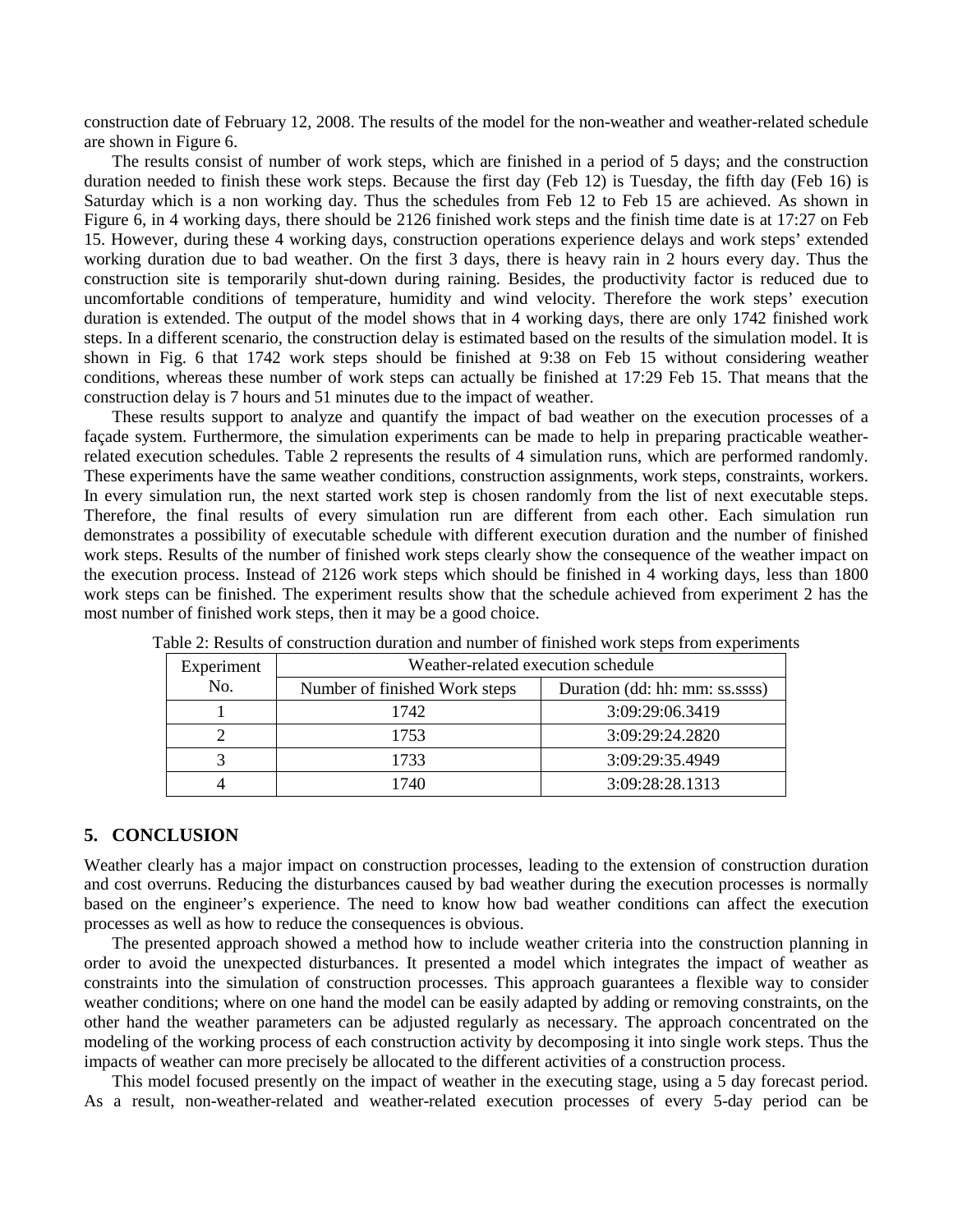construction date of February 12, 2008. The results of the model for the non-weather and weather-related schedule are shown in Figure 6.

The results consist of number of work steps, which are finished in a period of 5 days; and the construction duration needed to finish these work steps. Because the first day (Feb 12) is Tuesday, the fifth day (Feb 16) is Saturday which is a non working day. Thus the schedules from Feb 12 to Feb 15 are achieved. As shown in Figure 6, in 4 working days, there should be 2126 finished work steps and the finish time date is at 17:27 on Feb 15. However, during these 4 working days, construction operations experience delays and work steps' extended working duration due to bad weather. On the first 3 days, there is heavy rain in 2 hours every day. Thus the construction site is temporarily shut-down during raining. Besides, the productivity factor is reduced due to uncomfortable conditions of temperature, humidity and wind velocity. Therefore the work steps' execution duration is extended. The output of the model shows that in 4 working days, there are only 1742 finished work steps. In a different scenario, the construction delay is estimated based on the results of the simulation model. It is shown in Fig. 6 that 1742 work steps should be finished at 9:38 on Feb 15 without considering weather conditions, whereas these number of work steps can actually be finished at 17:29 Feb 15. That means that the construction delay is 7 hours and 51 minutes due to the impact of weather.

These results support to analyze and quantify the impact of bad weather on the execution processes of a façade system. Furthermore, the simulation experiments can be made to help in preparing practicable weather-related execution schedules. Table 2 represents the results of 4 simulation runs, which are performed randomly. These experiments have the same weather conditions, construction assignments, work steps, constraints, workers. In every simulation run, the next started work step is chosen randomly from the list of next executable steps. Therefore, the final results of every simulation run are different from each other. Each simulation run demonstrates a possibility of executable schedule with different execution duration and the number of finished work steps. Results of the number of finished work steps clearly show the consequence of the weather impact on the execution process. Instead of 2126 work steps which should be finished in 4 working days, less than 1800 work steps can be finished. The experiment results show that the schedule achieved from experiment 2 has the most number of finished work steps, then it may be a good choice.

Table 2: Results of construction duration and number of finished work steps from experiments

| Experiment No. | Weather-related execution schedule | |
|---|---|---|
| | Number of finished Work steps | Duration (dd: hh: mm: ss.ssss) |
| 1 | 1742 | 3:09:29:06.3419 |
| 2 | 1753 | 3:09:29:24.2820 |
| 3 | 1733 | 3:09:29:35.4949 |
| 4 | 1740 | 3:09:28:28.1313 |

## 5. CONCLUSION

Weather clearly has a major impact on construction processes, leading to the extension of construction duration and cost overruns. Reducing the disturbances caused by bad weather during the execution processes is normally based on the engineer's experience. The need to know how bad weather conditions can affect the execution processes as well as how to reduce the consequences is obvious.

The presented approach showed a method how to include weather criteria into the construction planning in order to avoid the unexpected disturbances. It presented a model which integrates the impact of weather as constraints into the simulation of construction processes. This approach guarantees a flexible way to consider weather conditions; where on one hand the model can be easily adapted by adding or removing constraints, on the other hand the weather parameters can be adjusted regularly as necessary. The approach concentrated on the modeling of the working process of each construction activity by decomposing it into single work steps. Thus the impacts of weather can more precisely be allocated to the different activities of a construction process.

This model focused presently on the impact of weather in the executing stage, using a 5 day forecast period. As a result, non-weather-related and weather-related execution processes of every 5-day period can be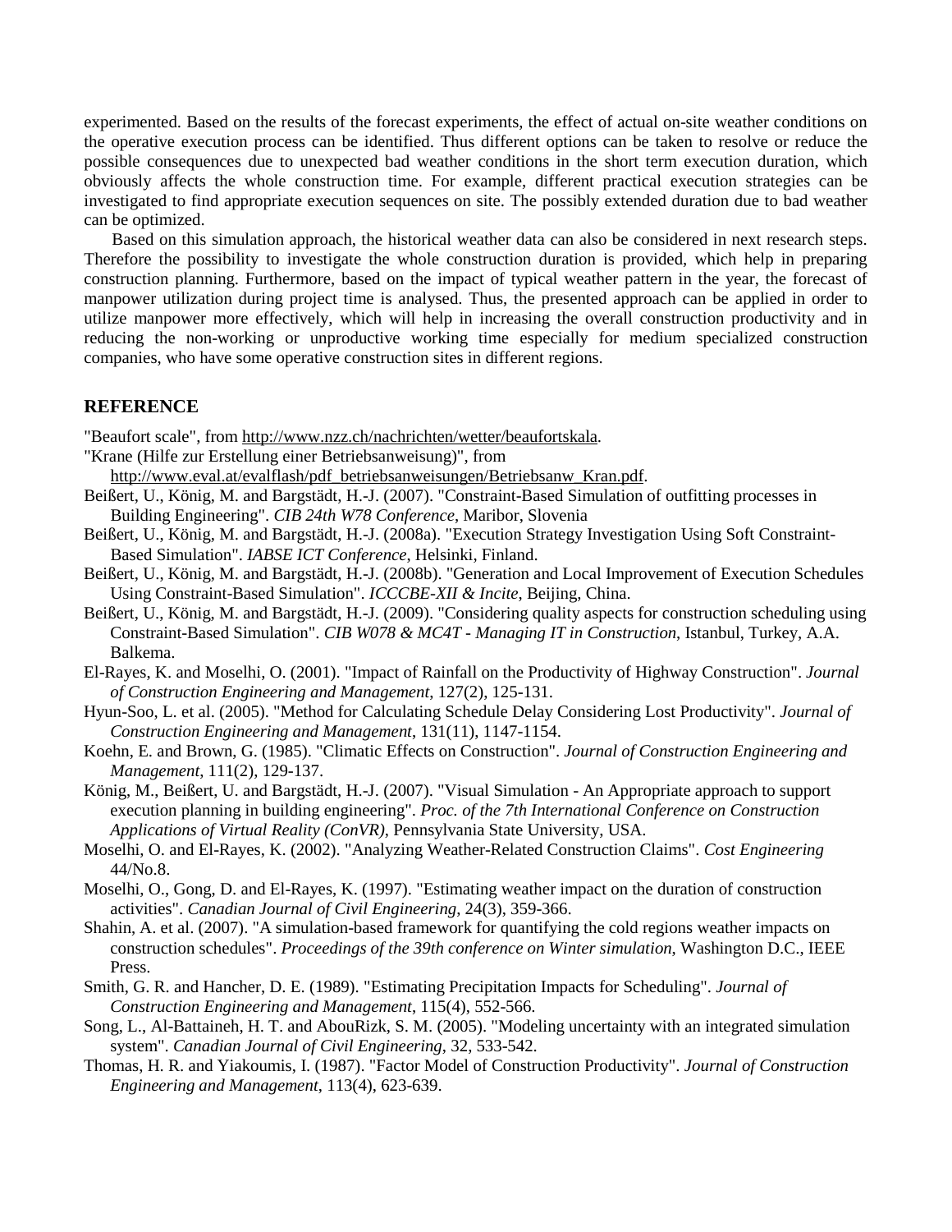experimented. Based on the results of the forecast experiments, the effect of actual on-site weather conditions on the operative execution process can be identified. Thus different options can be taken to resolve or reduce the possible consequences due to unexpected bad weather conditions in the short term execution duration, which obviously affects the whole construction time. For example, different practical execution strategies can be investigated to find appropriate execution sequences on site. The possibly extended duration due to bad weather can be optimized.

Based on this simulation approach, the historical weather data can also be considered in next research steps. Therefore the possibility to investigate the whole construction duration is provided, which help in preparing construction planning. Furthermore, based on the impact of typical weather pattern in the year, the forecast of manpower utilization during project time is analysed. Thus, the presented approach can be applied in order to utilize manpower more effectively, which will help in increasing the overall construction productivity and in reducing the non-working or unproductive working time especially for medium specialized construction companies, who have some operative construction sites in different regions.

## REFERENCE

"Beaufort scale", from http://www.nzz.ch/nachrichten/wetter/beaufortskala.

"Krane (Hilfe zur Erstellung einer Betriebsanweisung)", from http://www.eval.at/evalflash/pdf_betriebsanweisungen/Betriebsanw_Kran.pdf.

Beißert, U., König, M. and Bargstädt, H.-J. (2007). "Constraint-Based Simulation of outfitting processes in Building Engineering". *CIB 24th W78 Conference*, Maribor, Slovenia

Beißert, U., König, M. and Bargstädt, H.-J. (2008a). "Execution Strategy Investigation Using Soft Constraint-Based Simulation". *IABSE ICT Conference*, Helsinki, Finland.

Beißert, U., König, M. and Bargstädt, H.-J. (2008b). "Generation and Local Improvement of Execution Schedules Using Constraint-Based Simulation". *ICCCBE-XII & Incite*, Beijing, China.

Beißert, U., König, M. and Bargstädt, H.-J. (2009). "Considering quality aspects for construction scheduling using Constraint-Based Simulation". *CIB W078 & MC4T - Managing IT in Construction*, Istanbul, Turkey, A.A. Balkema.

El-Rayes, K. and Moselhi, O. (2001). "Impact of Rainfall on the Productivity of Highway Construction". *Journal of Construction Engineering and Management*, 127(2), 125-131.

Hyun-Soo, L. et al. (2005). "Method for Calculating Schedule Delay Considering Lost Productivity". *Journal of Construction Engineering and Management*, 131(11), 1147-1154.

Koehn, E. and Brown, G. (1985). "Climatic Effects on Construction". *Journal of Construction Engineering and Management*, 111(2), 129-137.

König, M., Beißert, U. and Bargstädt, H.-J. (2007). "Visual Simulation - An Appropriate approach to support execution planning in building engineering". *Proc. of the 7th International Conference on Construction Applications of Virtual Reality (ConVR)*, Pennsylvania State University, USA.

Moselhi, O. and El-Rayes, K. (2002). "Analyzing Weather-Related Construction Claims". *Cost Engineering* 44/No.8.

Moselhi, O., Gong, D. and El-Rayes, K. (1997). "Estimating weather impact on the duration of construction activities". *Canadian Journal of Civil Engineering*, 24(3), 359-366.

Shahin, A. et al. (2007). "A simulation-based framework for quantifying the cold regions weather impacts on construction schedules". *Proceedings of the 39th conference on Winter simulation*, Washington D.C., IEEE Press.

Smith, G. R. and Hancher, D. E. (1989). "Estimating Precipitation Impacts for Scheduling". *Journal of Construction Engineering and Management*, 115(4), 552-566.

Song, L., Al-Battaineh, H. T. and AbouRizk, S. M. (2005). "Modeling uncertainty with an integrated simulation system". *Canadian Journal of Civil Engineering*, 32, 533-542.

Thomas, H. R. and Yiakoumis, I. (1987). "Factor Model of Construction Productivity". *Journal of Construction Engineering and Management*, 113(4), 623-639.